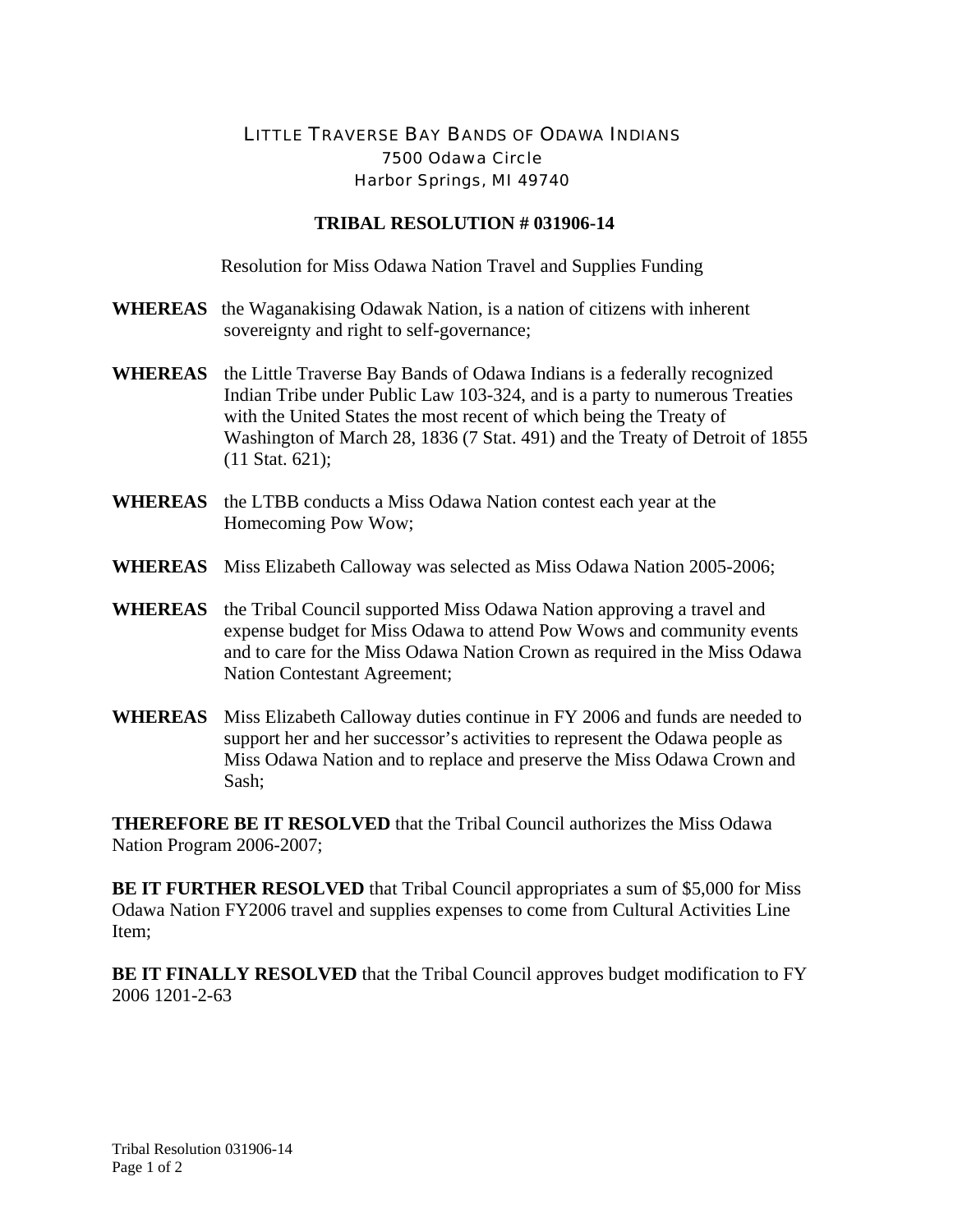LITTLE TRAVERSE BAY BANDS OF ODAWA INDIANS
7500 Odawa Circle
Harbor Springs, MI 49740

**TRIBAL RESOLUTION # 031906-14**

Resolution for Miss Odawa Nation Travel and Supplies Funding

**WHEREAS** the Waganakising Odawak Nation, is a nation of citizens with inherent sovereignty and right to self-governance;

**WHEREAS** the Little Traverse Bay Bands of Odawa Indians is a federally recognized Indian Tribe under Public Law 103-324, and is a party to numerous Treaties with the United States the most recent of which being the Treaty of Washington of March 28, 1836 (7 Stat. 491) and the Treaty of Detroit of 1855 (11 Stat. 621);

**WHEREAS** the LTBB conducts a Miss Odawa Nation contest each year at the Homecoming Pow Wow;

**WHEREAS** Miss Elizabeth Calloway was selected as Miss Odawa Nation 2005-2006;

**WHEREAS** the Tribal Council supported Miss Odawa Nation approving a travel and expense budget for Miss Odawa to attend Pow Wows and community events and to care for the Miss Odawa Nation Crown as required in the Miss Odawa Nation Contestant Agreement;

**WHEREAS** Miss Elizabeth Calloway duties continue in FY 2006 and funds are needed to support her and her successor's activities to represent the Odawa people as Miss Odawa Nation and to replace and preserve the Miss Odawa Crown and Sash;

**THEREFORE BE IT RESOLVED** that the Tribal Council authorizes the Miss Odawa Nation Program 2006-2007;

**BE IT FURTHER RESOLVED** that Tribal Council appropriates a sum of $5,000 for Miss Odawa Nation FY2006 travel and supplies expenses to come from Cultural Activities Line Item;

**BE IT FINALLY RESOLVED** that the Tribal Council approves budget modification to FY 2006 1201-2-63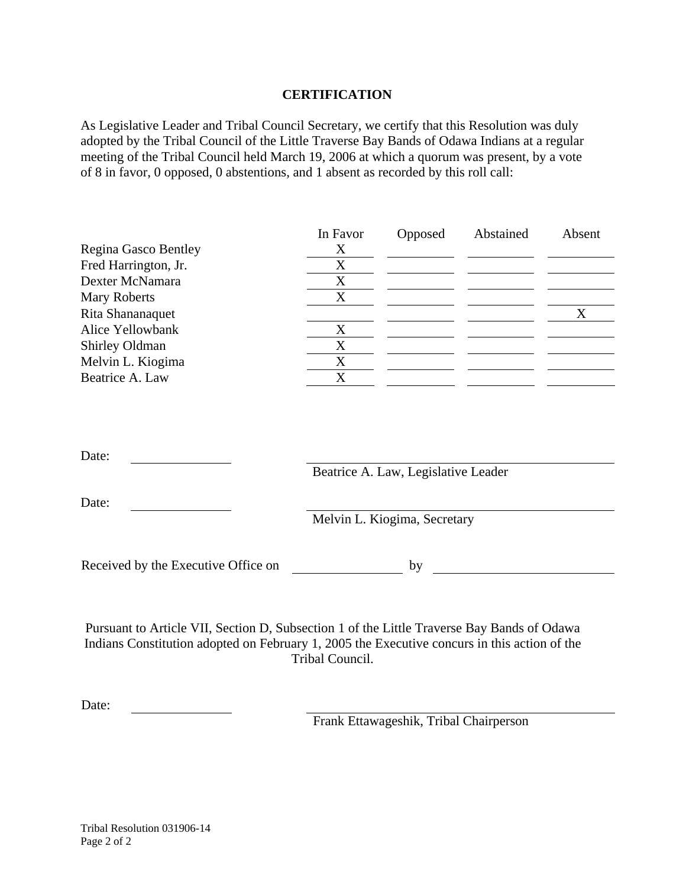## CERTIFICATION

As Legislative Leader and Tribal Council Secretary, we certify that this Resolution was duly adopted by the Tribal Council of the Little Traverse Bay Bands of Odawa Indians at a regular meeting of the Tribal Council held March 19, 2006 at which a quorum was present, by a vote of 8 in favor, 0 opposed, 0 abstentions, and 1 absent as recorded by this roll call:

| | In Favor | Opposed | Abstained | Absent |
|---|---|---|---|---|
| Regina Gasco Bentley | X | | | |
| Fred Harrington, Jr. | X | | | |
| Dexter McNamara | X | | | |
| Mary Roberts | X | | | |
| Rita Shananaquet | | | | X |
| Alice Yellowbank | X | | | |
| Shirley Oldman | X | | | |
| Melvin L. Kiogima | X | | | |
| Beatrice A. Law | X | | | |

Date: ______________ ________________________________
Beatrice A. Law, Legislative Leader

Date: ______________ ________________________________
Melvin L. Kiogima, Secretary

Received by the Executive Office on ______________ by ________________________

Pursuant to Article VII, Section D, Subsection 1 of the Little Traverse Bay Bands of Odawa Indians Constitution adopted on February 1, 2005 the Executive concurs in this action of the Tribal Council.

Date: ______________ ________________________________
Frank Ettawageshik, Tribal Chairperson

Tribal Resolution 031906-14